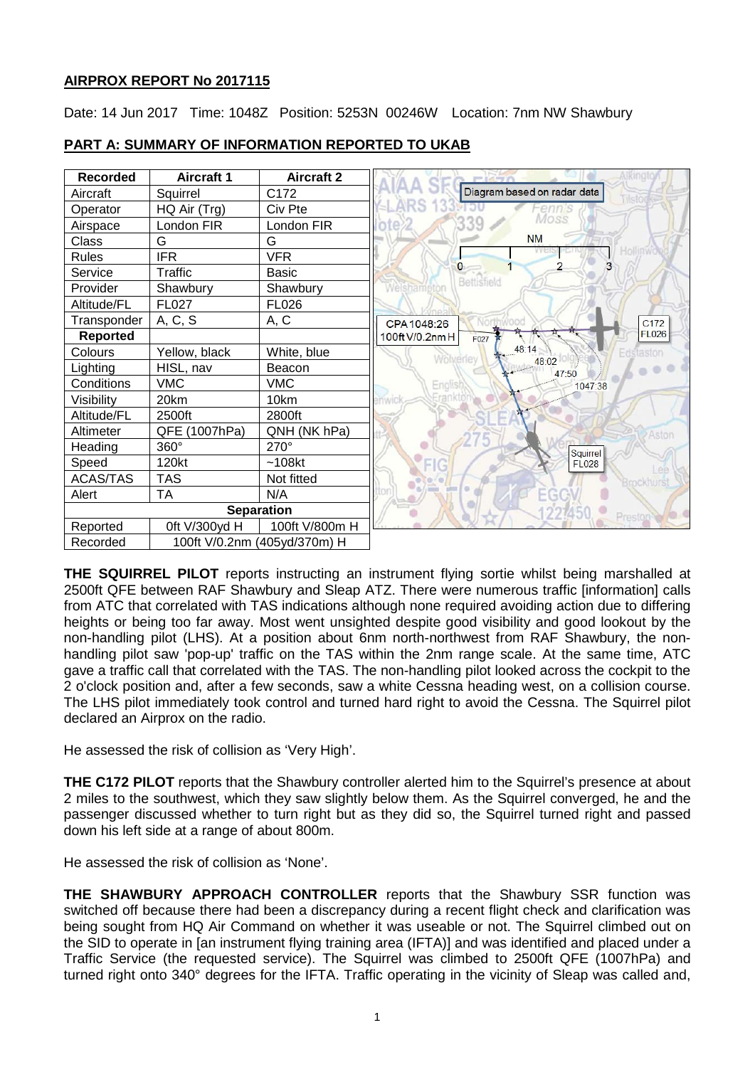**AIRPROX REPORT No 2017115**

Date: 14 Jun 2017 Time: 1048Z Position: 5253N 00246W Location: 7nm NW Shawbury

## PART A: SUMMARY OF INFORMATION REPORTED TO UKAB

| Recorded | Aircraft 1 | Aircraft 2 |
|---|---|---|
| Aircraft | Squirrel | C172 |
| Operator | HQ Air (Trg) | Civ Pte |
| Airspace | London FIR | London FIR |
| Class | G | G |
| Rules | IFR | VFR |
| Service | Traffic | Basic |
| Provider | Shawbury | Shawbury |
| Altitude/FL | FL027 | FL026 |
| Transponder | A, C, S | A, C |
| **Reported** | | |
| Colours | Yellow, black | White, blue |
| Lighting | HISL, nav | Beacon |
| Conditions | VMC | VMC |
| Visibility | 20km | 10km |
| Altitude/FL | 2500ft | 2800ft |
| Altimeter | QFE (1007hPa) | QNH (NK hPa) |
| Heading | 360° | 270° |
| Speed | 120kt | ~108kt |
| ACAS/TAS | TAS | Not fitted |
| Alert | TA | N/A |
| **Separation** | | |
| Reported | 0ft V/300yd H | 100ft V/800m H |
| Recorded | 100ft V/0.2nm (405yd/370m) H | |

Diagram based on radar data

**THE SQUIRREL PILOT** reports instructing an instrument flying sortie whilst being marshalled at 2500ft QFE between RAF Shawbury and Sleap ATZ. There were numerous traffic [information] calls from ATC that correlated with TAS indications although none required avoiding action due to differing heights or being too far away. Most went unsighted despite good visibility and good lookout by the non-handling pilot (LHS). At a position about 6nm north-northwest from RAF Shawbury, the non-handling pilot saw 'pop-up' traffic on the TAS within the 2nm range scale. At the same time, ATC gave a traffic call that correlated with the TAS. The non-handling pilot looked across the cockpit to the 2 o'clock position and, after a few seconds, saw a white Cessna heading west, on a collision course. The LHS pilot immediately took control and turned hard right to avoid the Cessna. The Squirrel pilot declared an Airprox on the radio.

He assessed the risk of collision as 'Very High'.

**THE C172 PILOT** reports that the Shawbury controller alerted him to the Squirrel's presence at about 2 miles to the southwest, which they saw slightly below them. As the Squirrel converged, he and the passenger discussed whether to turn right but as they did so, the Squirrel turned right and passed down his left side at a range of about 800m.

He assessed the risk of collision as 'None'.

**THE SHAWBURY APPROACH CONTROLLER** reports that the Shawbury SSR function was switched off because there had been a discrepancy during a recent flight check and clarification was being sought from HQ Air Command on whether it was useable or not. The Squirrel climbed out on the SID to operate in [an instrument flying training area (IFTA)] and was identified and placed under a Traffic Service (the requested service). The Squirrel was climbed to 2500ft QFE (1007hPa) and turned right onto 340° degrees for the IFTA. Traffic operating in the vicinity of Sleap was called and,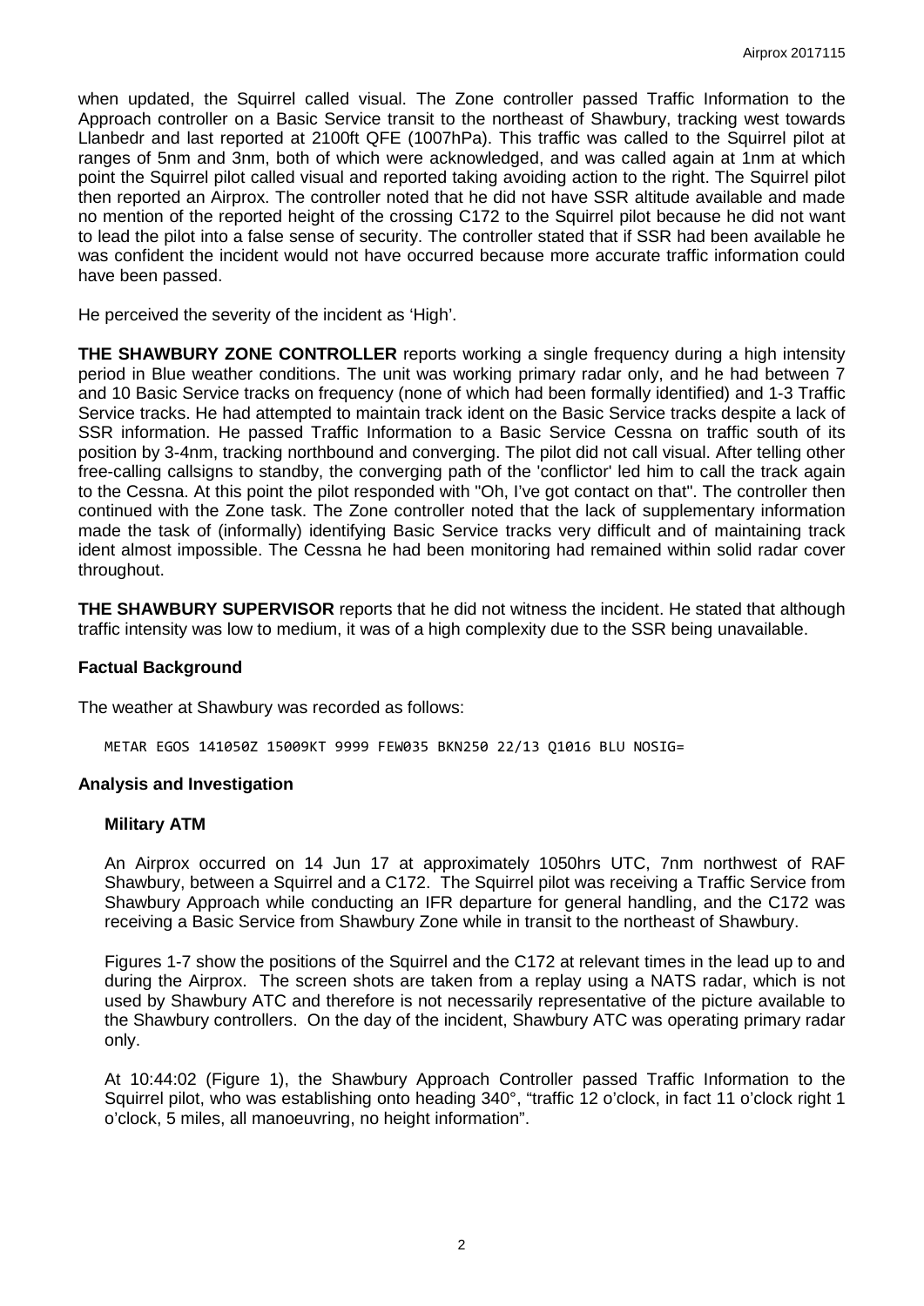when updated, the Squirrel called visual. The Zone controller passed Traffic Information to the Approach controller on a Basic Service transit to the northeast of Shawbury, tracking west towards Llanbedr and last reported at 2100ft QFE (1007hPa). This traffic was called to the Squirrel pilot at ranges of 5nm and 3nm, both of which were acknowledged, and was called again at 1nm at which point the Squirrel pilot called visual and reported taking avoiding action to the right. The Squirrel pilot then reported an Airprox. The controller noted that he did not have SSR altitude available and made no mention of the reported height of the crossing C172 to the Squirrel pilot because he did not want to lead the pilot into a false sense of security. The controller stated that if SSR had been available he was confident the incident would not have occurred because more accurate traffic information could have been passed.

He perceived the severity of the incident as 'High'.

**THE SHAWBURY ZONE CONTROLLER** reports working a single frequency during a high intensity period in Blue weather conditions. The unit was working primary radar only, and he had between 7 and 10 Basic Service tracks on frequency (none of which had been formally identified) and 1-3 Traffic Service tracks. He had attempted to maintain track ident on the Basic Service tracks despite a lack of SSR information. He passed Traffic Information to a Basic Service Cessna on traffic south of its position by 3-4nm, tracking northbound and converging. The pilot did not call visual. After telling other free-calling callsigns to standby, the converging path of the 'conflictor' led him to call the track again to the Cessna. At this point the pilot responded with "Oh, I've got contact on that". The controller then continued with the Zone task. The Zone controller noted that the lack of supplementary information made the task of (informally) identifying Basic Service tracks very difficult and of maintaining track ident almost impossible. The Cessna he had been monitoring had remained within solid radar cover throughout.

**THE SHAWBURY SUPERVISOR** reports that he did not witness the incident. He stated that although traffic intensity was low to medium, it was of a high complexity due to the SSR being unavailable.

## Factual Background

The weather at Shawbury was recorded as follows:

```
METAR EGOS 141050Z 15009KT 9999 FEW035 BKN250 22/13 Q1016 BLU NOSIG=
```

## Analysis and Investigation

### Military ATM

An Airprox occurred on 14 Jun 17 at approximately 1050hrs UTC, 7nm northwest of RAF Shawbury, between a Squirrel and a C172. The Squirrel pilot was receiving a Traffic Service from Shawbury Approach while conducting an IFR departure for general handling, and the C172 was receiving a Basic Service from Shawbury Zone while in transit to the northeast of Shawbury.

Figures 1-7 show the positions of the Squirrel and the C172 at relevant times in the lead up to and during the Airprox. The screen shots are taken from a replay using a NATS radar, which is not used by Shawbury ATC and therefore is not necessarily representative of the picture available to the Shawbury controllers. On the day of the incident, Shawbury ATC was operating primary radar only.

At 10:44:02 (Figure 1), the Shawbury Approach Controller passed Traffic Information to the Squirrel pilot, who was establishing onto heading 340°, "traffic 12 o'clock, in fact 11 o'clock right 1 o'clock, 5 miles, all manoeuvring, no height information".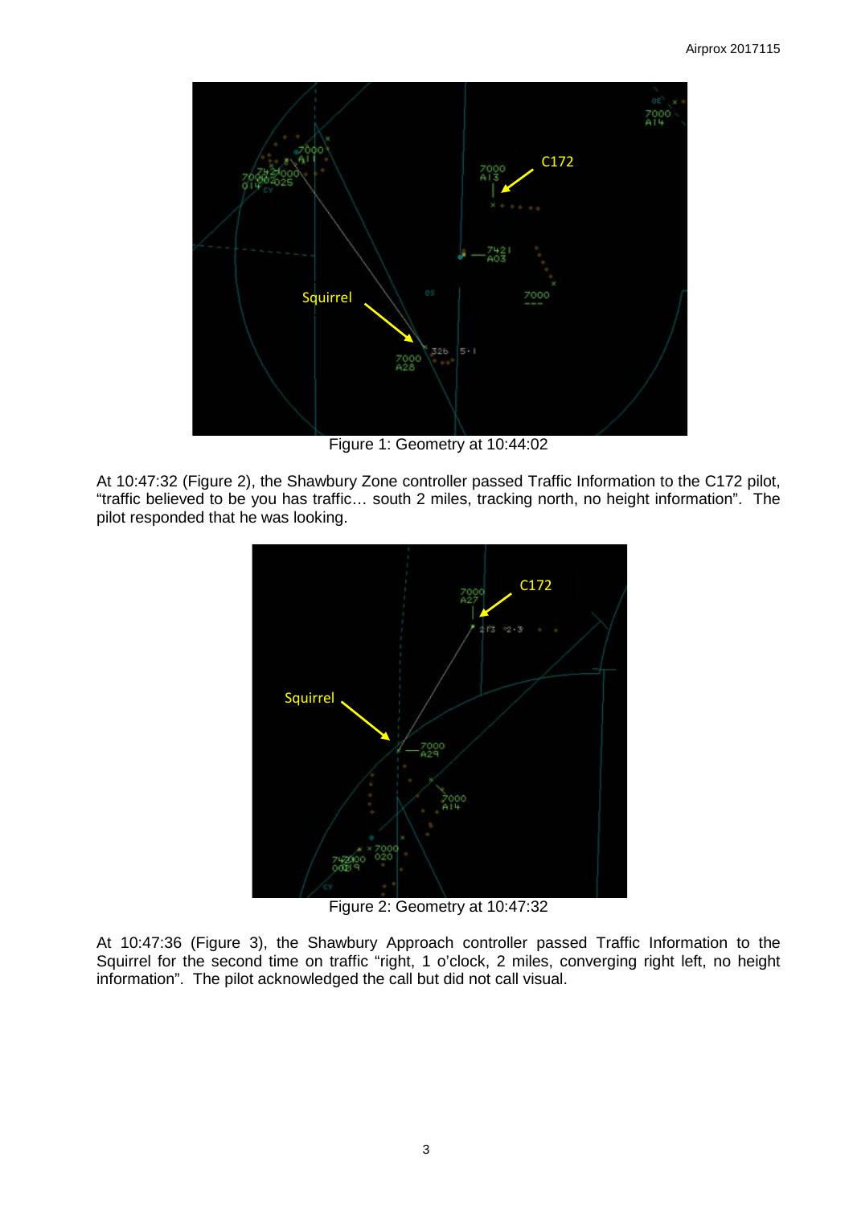Figure 1: Geometry at 10:44:02

At 10:47:32 (Figure 2), the Shawbury Zone controller passed Traffic Information to the C172 pilot, "traffic believed to be you has traffic… south 2 miles, tracking north, no height information". The pilot responded that he was looking.

Figure 2: Geometry at 10:47:32

At 10:47:36 (Figure 3), the Shawbury Approach controller passed Traffic Information to the Squirrel for the second time on traffic "right, 1 o'clock, 2 miles, converging right left, no height information". The pilot acknowledged the call but did not call visual.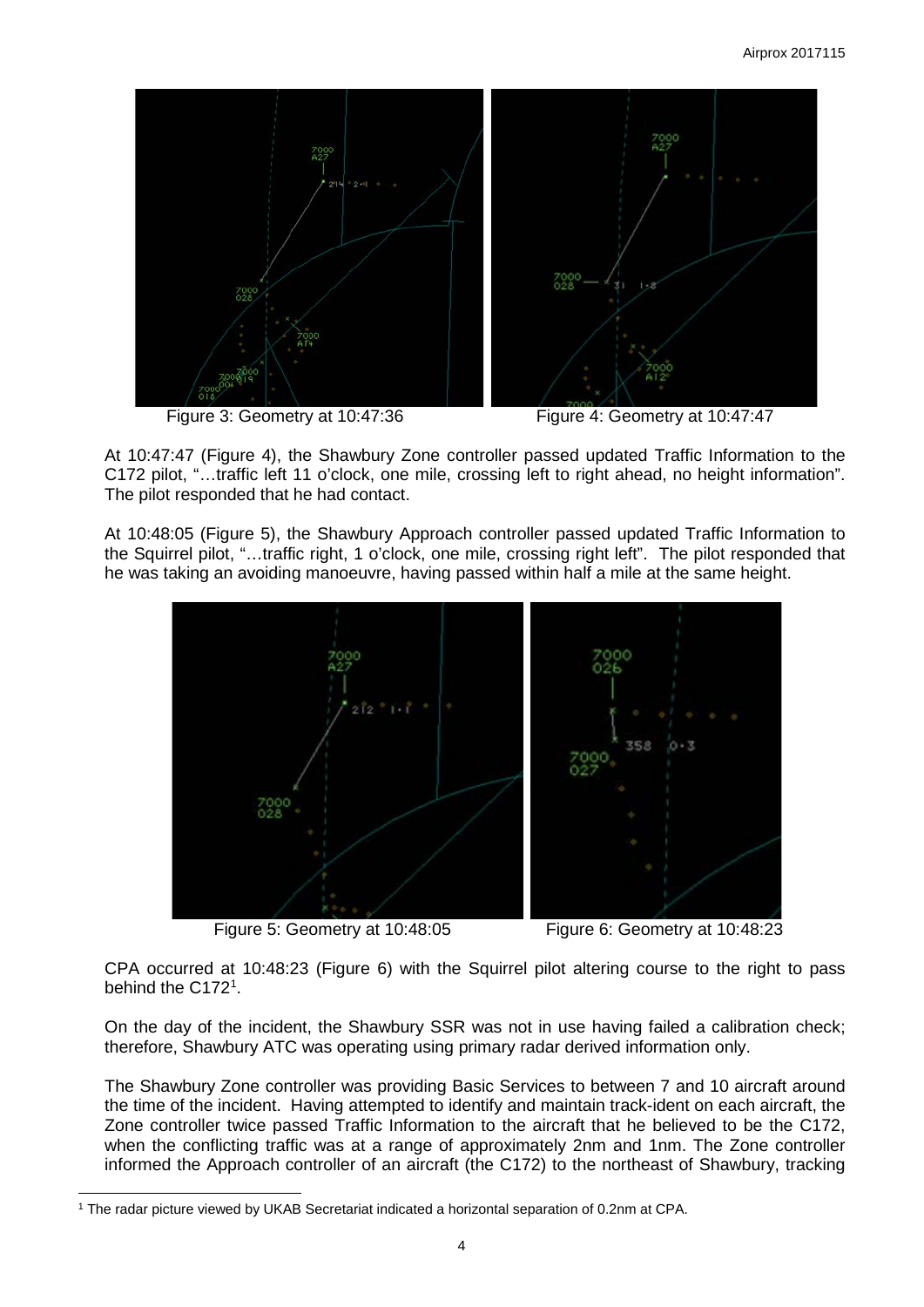Figure 3: Geometry at 10:47:36

Figure 4: Geometry at 10:47:47

At 10:47:47 (Figure 4), the Shawbury Zone controller passed updated Traffic Information to the C172 pilot, "…traffic left 11 o'clock, one mile, crossing left to right ahead, no height information". The pilot responded that he had contact.

At 10:48:05 (Figure 5), the Shawbury Approach controller passed updated Traffic Information to the Squirrel pilot, "…traffic right, 1 o'clock, one mile, crossing right left". The pilot responded that he was taking an avoiding manoeuvre, having passed within half a mile at the same height.

Figure 5: Geometry at 10:48:05

Figure 6: Geometry at 10:48:23

CPA occurred at 10:48:23 (Figure 6) with the Squirrel pilot altering course to the right to pass behind the C172[1].

On the day of the incident, the Shawbury SSR was not in use having failed a calibration check; therefore, Shawbury ATC was operating using primary radar derived information only.

The Shawbury Zone controller was providing Basic Services to between 7 and 10 aircraft around the time of the incident. Having attempted to identify and maintain track-ident on each aircraft, the Zone controller twice passed Traffic Information to the aircraft that he believed to be the C172, when the conflicting traffic was at a range of approximately 2nm and 1nm. The Zone controller informed the Approach controller of an aircraft (the C172) to the northeast of Shawbury, tracking

[1] The radar picture viewed by UKAB Secretariat indicated a horizontal separation of 0.2nm at CPA.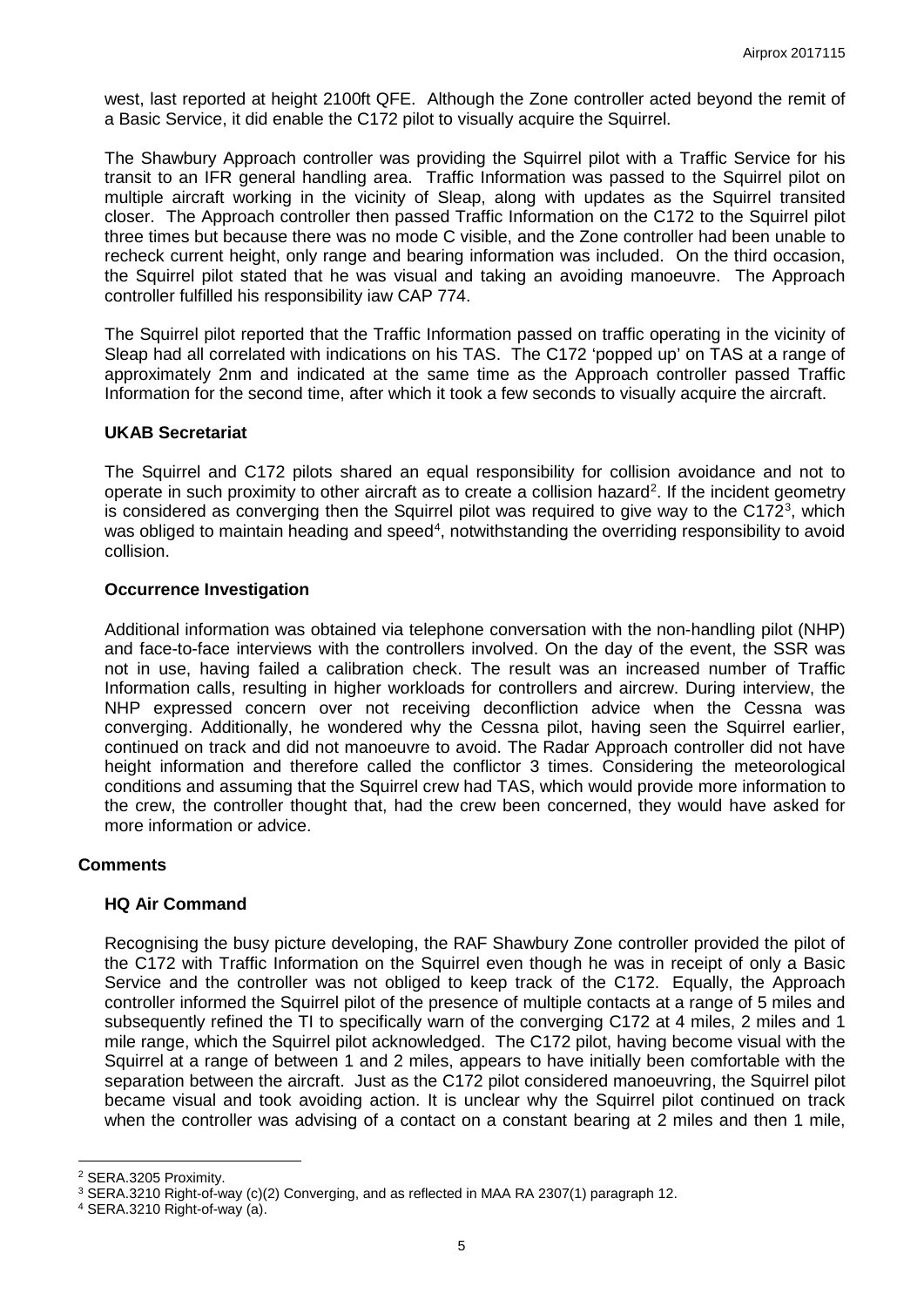west, last reported at height 2100ft QFE. Although the Zone controller acted beyond the remit of a Basic Service, it did enable the C172 pilot to visually acquire the Squirrel.

The Shawbury Approach controller was providing the Squirrel pilot with a Traffic Service for his transit to an IFR general handling area. Traffic Information was passed to the Squirrel pilot on multiple aircraft working in the vicinity of Sleap, along with updates as the Squirrel transited closer. The Approach controller then passed Traffic Information on the C172 to the Squirrel pilot three times but because there was no mode C visible, and the Zone controller had been unable to recheck current height, only range and bearing information was included. On the third occasion, the Squirrel pilot stated that he was visual and taking an avoiding manoeuvre. The Approach controller fulfilled his responsibility iaw CAP 774.

The Squirrel pilot reported that the Traffic Information passed on traffic operating in the vicinity of Sleap had all correlated with indications on his TAS. The C172 'popped up' on TAS at a range of approximately 2nm and indicated at the same time as the Approach controller passed Traffic Information for the second time, after which it took a few seconds to visually acquire the aircraft.

### UKAB Secretariat

The Squirrel and C172 pilots shared an equal responsibility for collision avoidance and not to operate in such proximity to other aircraft as to create a collision hazard[2]. If the incident geometry is considered as converging then the Squirrel pilot was required to give way to the C172[3], which was obliged to maintain heading and speed[4], notwithstanding the overriding responsibility to avoid collision.

### Occurrence Investigation

Additional information was obtained via telephone conversation with the non-handling pilot (NHP) and face-to-face interviews with the controllers involved. On the day of the event, the SSR was not in use, having failed a calibration check. The result was an increased number of Traffic Information calls, resulting in higher workloads for controllers and aircrew. During interview, the NHP expressed concern over not receiving deconfliction advice when the Cessna was converging. Additionally, he wondered why the Cessna pilot, having seen the Squirrel earlier, continued on track and did not manoeuvre to avoid. The Radar Approach controller did not have height information and therefore called the conflictor 3 times. Considering the meteorological conditions and assuming that the Squirrel crew had TAS, which would provide more information to the crew, the controller thought that, had the crew been concerned, they would have asked for more information or advice.

## Comments

### HQ Air Command

Recognising the busy picture developing, the RAF Shawbury Zone controller provided the pilot of the C172 with Traffic Information on the Squirrel even though he was in receipt of only a Basic Service and the controller was not obliged to keep track of the C172. Equally, the Approach controller informed the Squirrel pilot of the presence of multiple contacts at a range of 5 miles and subsequently refined the TI to specifically warn of the converging C172 at 4 miles, 2 miles and 1 mile range, which the Squirrel pilot acknowledged. The C172 pilot, having become visual with the Squirrel at a range of between 1 and 2 miles, appears to have initially been comfortable with the separation between the aircraft. Just as the C172 pilot considered manoeuvring, the Squirrel pilot became visual and took avoiding action. It is unclear why the Squirrel pilot continued on track when the controller was advising of a contact on a constant bearing at 2 miles and then 1 mile,

---

[2] SERA.3205 Proximity.

[3] SERA.3210 Right-of-way (c)(2) Converging, and as reflected in MAA RA 2307(1) paragraph 12.

[4] SERA.3210 Right-of-way (a).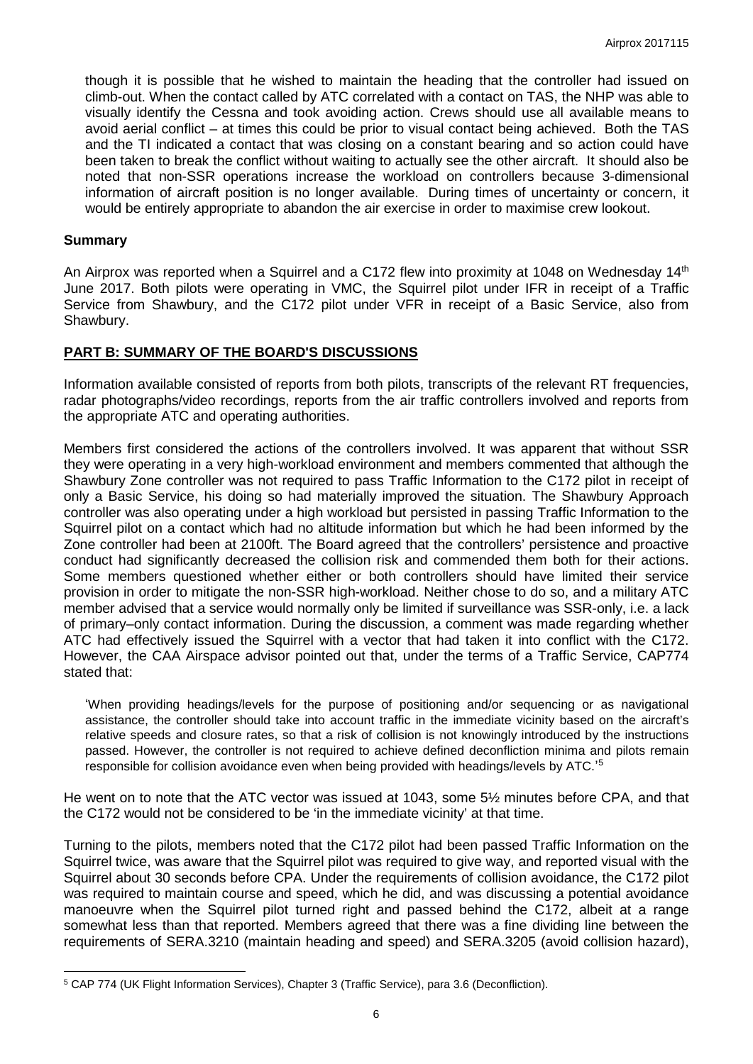though it is possible that he wished to maintain the heading that the controller had issued on climb-out. When the contact called by ATC correlated with a contact on TAS, the NHP was able to visually identify the Cessna and took avoiding action. Crews should use all available means to avoid aerial conflict – at times this could be prior to visual contact being achieved. Both the TAS and the TI indicated a contact that was closing on a constant bearing and so action could have been taken to break the conflict without waiting to actually see the other aircraft. It should also be noted that non-SSR operations increase the workload on controllers because 3-dimensional information of aircraft position is no longer available. During times of uncertainty or concern, it would be entirely appropriate to abandon the air exercise in order to maximise crew lookout.

## Summary

An Airprox was reported when a Squirrel and a C172 flew into proximity at 1048 on Wednesday 14th June 2017. Both pilots were operating in VMC, the Squirrel pilot under IFR in receipt of a Traffic Service from Shawbury, and the C172 pilot under VFR in receipt of a Basic Service, also from Shawbury.

## PART B: SUMMARY OF THE BOARD'S DISCUSSIONS

Information available consisted of reports from both pilots, transcripts of the relevant RT frequencies, radar photographs/video recordings, reports from the air traffic controllers involved and reports from the appropriate ATC and operating authorities.

Members first considered the actions of the controllers involved. It was apparent that without SSR they were operating in a very high-workload environment and members commented that although the Shawbury Zone controller was not required to pass Traffic Information to the C172 pilot in receipt of only a Basic Service, his doing so had materially improved the situation. The Shawbury Approach controller was also operating under a high workload but persisted in passing Traffic Information to the Squirrel pilot on a contact which had no altitude information but which he had been informed by the Zone controller had been at 2100ft. The Board agreed that the controllers' persistence and proactive conduct had significantly decreased the collision risk and commended them both for their actions. Some members questioned whether either or both controllers should have limited their service provision in order to mitigate the non-SSR high-workload. Neither chose to do so, and a military ATC member advised that a service would normally only be limited if surveillance was SSR-only, i.e. a lack of primary–only contact information. During the discussion, a comment was made regarding whether ATC had effectively issued the Squirrel with a vector that had taken it into conflict with the C172. However, the CAA Airspace advisor pointed out that, under the terms of a Traffic Service, CAP774 stated that:

> 'When providing headings/levels for the purpose of positioning and/or sequencing or as navigational assistance, the controller should take into account traffic in the immediate vicinity based on the aircraft's relative speeds and closure rates, so that a risk of collision is not knowingly introduced by the instructions passed. However, the controller is not required to achieve defined deconfliction minima and pilots remain responsible for collision avoidance even when being provided with headings/levels by ATC.'[5]

He went on to note that the ATC vector was issued at 1043, some 5½ minutes before CPA, and that the C172 would not be considered to be 'in the immediate vicinity' at that time.

Turning to the pilots, members noted that the C172 pilot had been passed Traffic Information on the Squirrel twice, was aware that the Squirrel pilot was required to give way, and reported visual with the Squirrel about 30 seconds before CPA. Under the requirements of collision avoidance, the C172 pilot was required to maintain course and speed, which he did, and was discussing a potential avoidance manoeuvre when the Squirrel pilot turned right and passed behind the C172, albeit at a range somewhat less than that reported. Members agreed that there was a fine dividing line between the requirements of SERA.3210 (maintain heading and speed) and SERA.3205 (avoid collision hazard),

[5] CAP 774 (UK Flight Information Services), Chapter 3 (Traffic Service), para 3.6 (Deconfliction).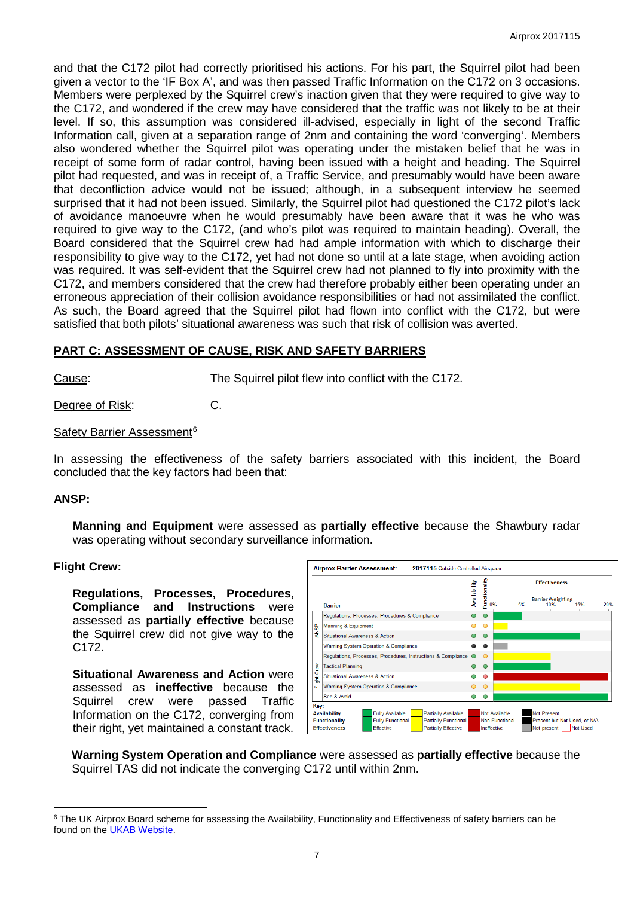and that the C172 pilot had correctly prioritised his actions. For his part, the Squirrel pilot had been given a vector to the 'IF Box A', and was then passed Traffic Information on the C172 on 3 occasions. Members were perplexed by the Squirrel crew's inaction given that they were required to give way to the C172, and wondered if the crew may have considered that the traffic was not likely to be at their level. If so, this assumption was considered ill-advised, especially in light of the second Traffic Information call, given at a separation range of 2nm and containing the word 'converging'. Members also wondered whether the Squirrel pilot was operating under the mistaken belief that he was in receipt of some form of radar control, having been issued with a height and heading. The Squirrel pilot had requested, and was in receipt of, a Traffic Service, and presumably would have been aware that deconfliction advice would not be issued; although, in a subsequent interview he seemed surprised that it had not been issued. Similarly, the Squirrel pilot had questioned the C172 pilot's lack of avoidance manoeuvre when he would presumably have been aware that it was he who was required to give way to the C172, (and who's pilot was required to maintain heading). Overall, the Board considered that the Squirrel crew had had ample information with which to discharge their responsibility to give way to the C172, yet had not done so until at a late stage, when avoiding action was required. It was self-evident that the Squirrel crew had not planned to fly into proximity with the C172, and members considered that the crew had therefore probably either been operating under an erroneous appreciation of their collision avoidance responsibilities or had not assimilated the conflict. As such, the Board agreed that the Squirrel pilot had flown into conflict with the C172, but were satisfied that both pilots' situational awareness was such that risk of collision was averted.

## PART C: ASSESSMENT OF CAUSE, RISK AND SAFETY BARRIERS

Cause: The Squirrel pilot flew into conflict with the C172.

Degree of Risk: C.

Safety Barrier Assessment[6]

In assessing the effectiveness of the safety barriers associated with this incident, the Board concluded that the key factors had been that:

**ANSP:**

**Manning and Equipment** were assessed as **partially effective** because the Shawbury radar was operating without secondary surveillance information.

**Flight Crew:**

**Regulations, Processes, Procedures, Compliance and Instructions** were assessed as **partially effective** because the Squirrel crew did not give way to the C172.

**Situational Awareness and Action** were assessed as **ineffective** because the Squirrel crew were passed Traffic Information on the C172, converging from their right, yet maintained a constant track.

Airprox Barrier Assessment: 2017115 Outside Controlled Airspace

Barrier | Availability | Functionality | Effectiveness (Barrier Weighting 0% 5% 10% 15% 20%)

ANSP: Regulations, Processes, Procedures & Compliance; Manning & Equipment; Situational Awareness & Action; Warning System Operation & Compliance

Flight Crew: Regulations, Processes, Procedures, Instructions & Compliance; Tactical Planning; Situational Awareness & Action; Warning System Operation & Compliance; See & Avoid

Key: Availability: Fully Available, Partially Available, Not Available, Not Present. Functionality: Fully Functional, Partially Functional, Non Functional, Present but Not Used, or N/A. Effectiveness: Effective, Partially Effective, Ineffective, Not present, Not Used

**Warning System Operation and Compliance** were assessed as **partially effective** because the Squirrel TAS did not indicate the converging C172 until within 2nm.

[6] The UK Airprox Board scheme for assessing the Availability, Functionality and Effectiveness of safety barriers can be found on the UKAB Website.